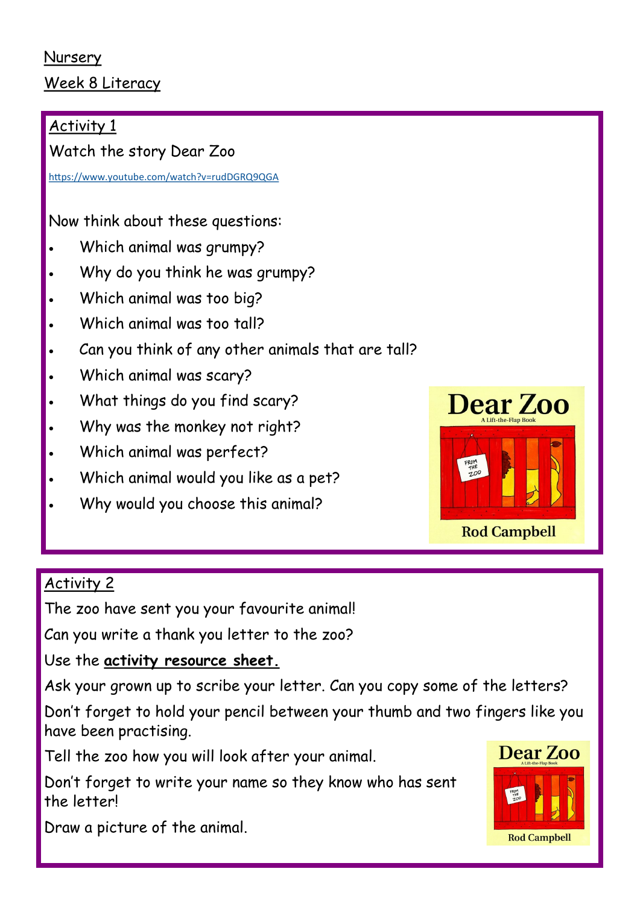Nursery

Week 8 Literacy

## Activity 1

Watch the story Dear Zoo

https://www.youtube.com/watch?v=rudDGRQ9QGA

Now think about these questions:

- Which animal was grumpy?
- Why do you think he was grumpy?
- Which animal was too big?
- Which animal was too tall?
- Can you think of any other animals that are tall?
- Which animal was scary?
- What things do you find scary?
- Why was the monkey not right?
- Which animal was perfect?
- Which animal would you like as a pet?
- Why would you choose this animal?

## Activity 2

The zoo have sent you your favourite animal!

Can you write a thank you letter to the zoo?

Use the **activity resource sheet.**

Ask your grown up to scribe your letter. Can you copy some of the letters?

Don't forget to hold your pencil between your thumb and two fingers like you have been practising.

Tell the zoo how you will look after your animal.

Don't forget to write your name so they know who has sent the letter!

Draw a picture of the animal.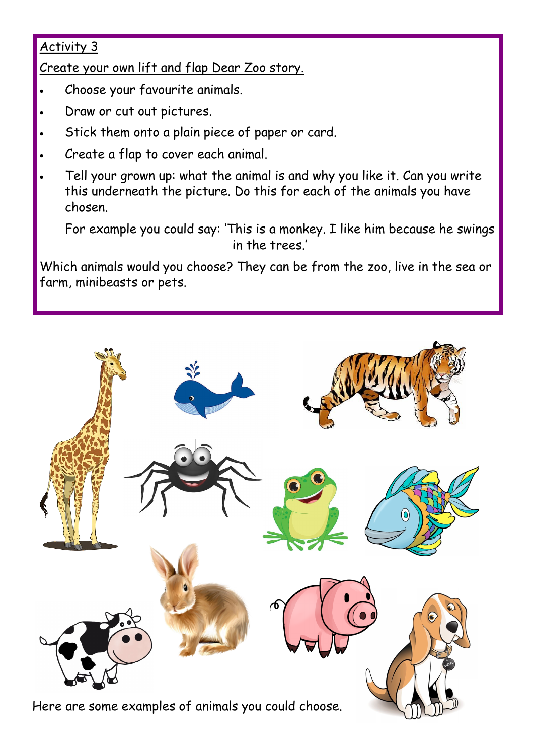Activity 3

Create your own lift and flap Dear Zoo story.

- Choose your favourite animals.
- Draw or cut out pictures.
- Stick them onto a plain piece of paper or card.
- Create a flap to cover each animal.
- Tell your grown up: what the animal is and why you like it. Can you write this underneath the picture. Do this for each of the animals you have chosen.

  For example you could say: 'This is a monkey. I like him because he swings in the trees.'

Which animals would you choose? They can be from the zoo, live in the sea or farm, minibeasts or pets.

Here are some examples of animals you could choose.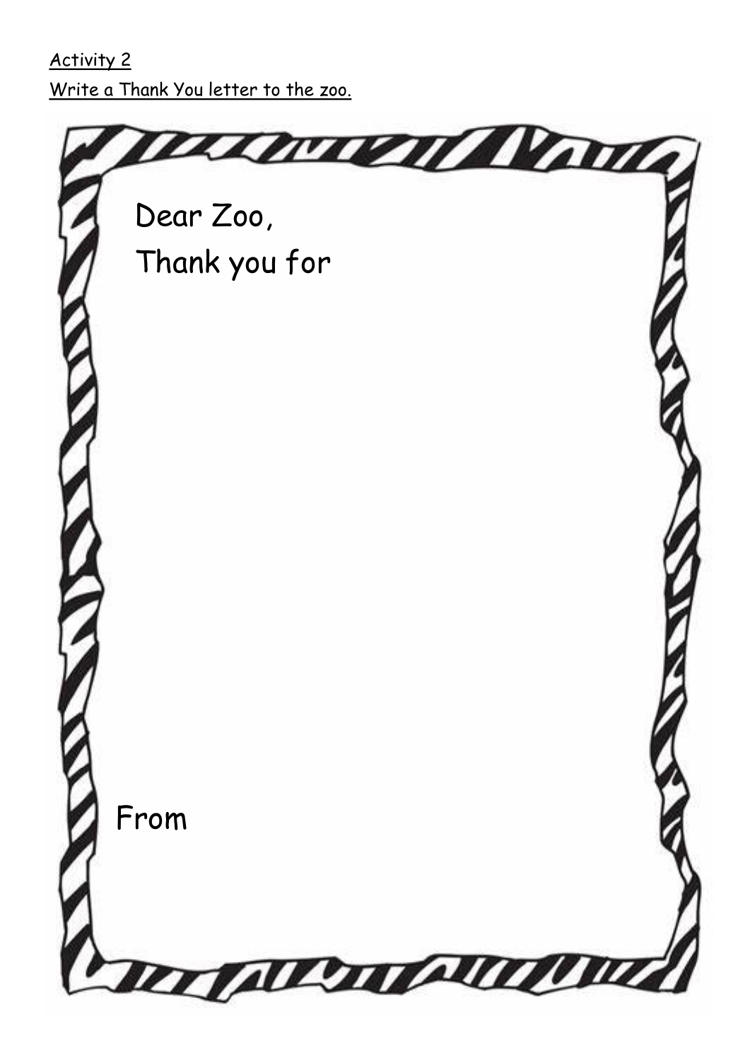Activity 2

Write a Thank You letter to the zoo.

Dear Zoo,

Thank you for

From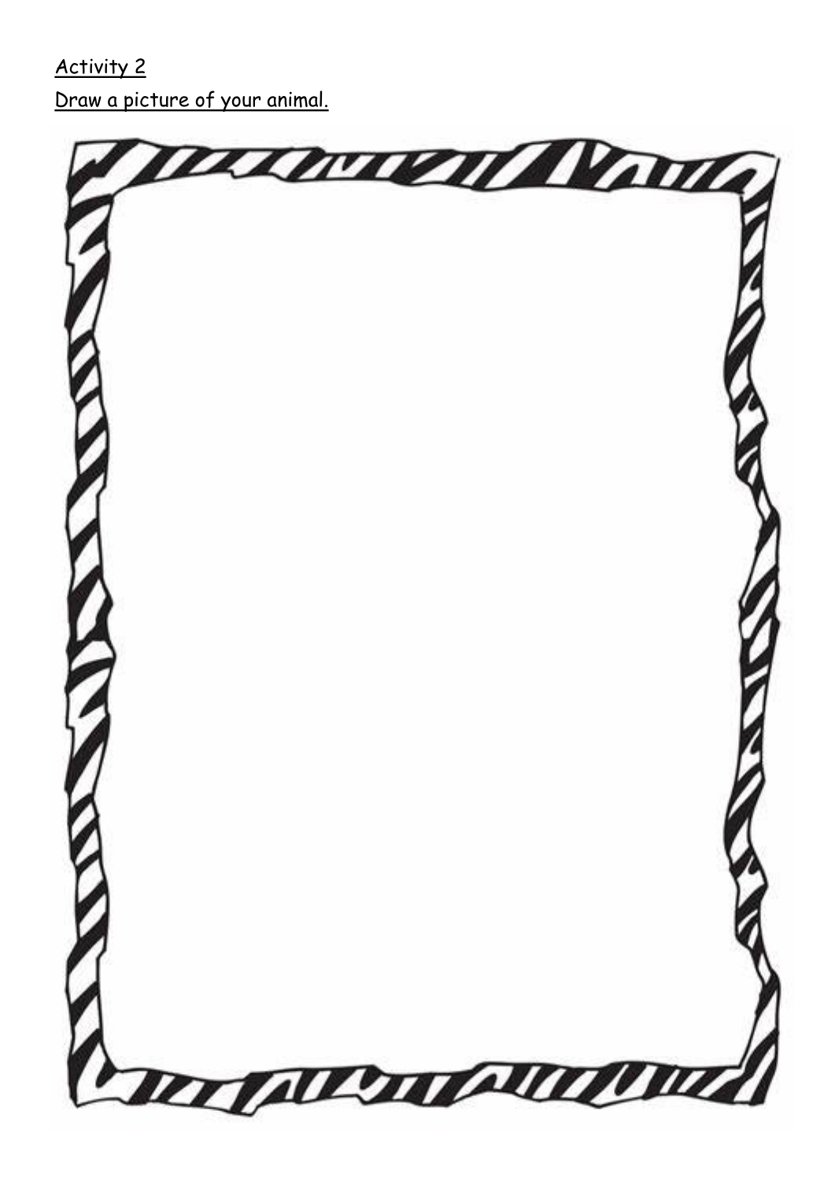Activity 2

Draw a picture of your animal.